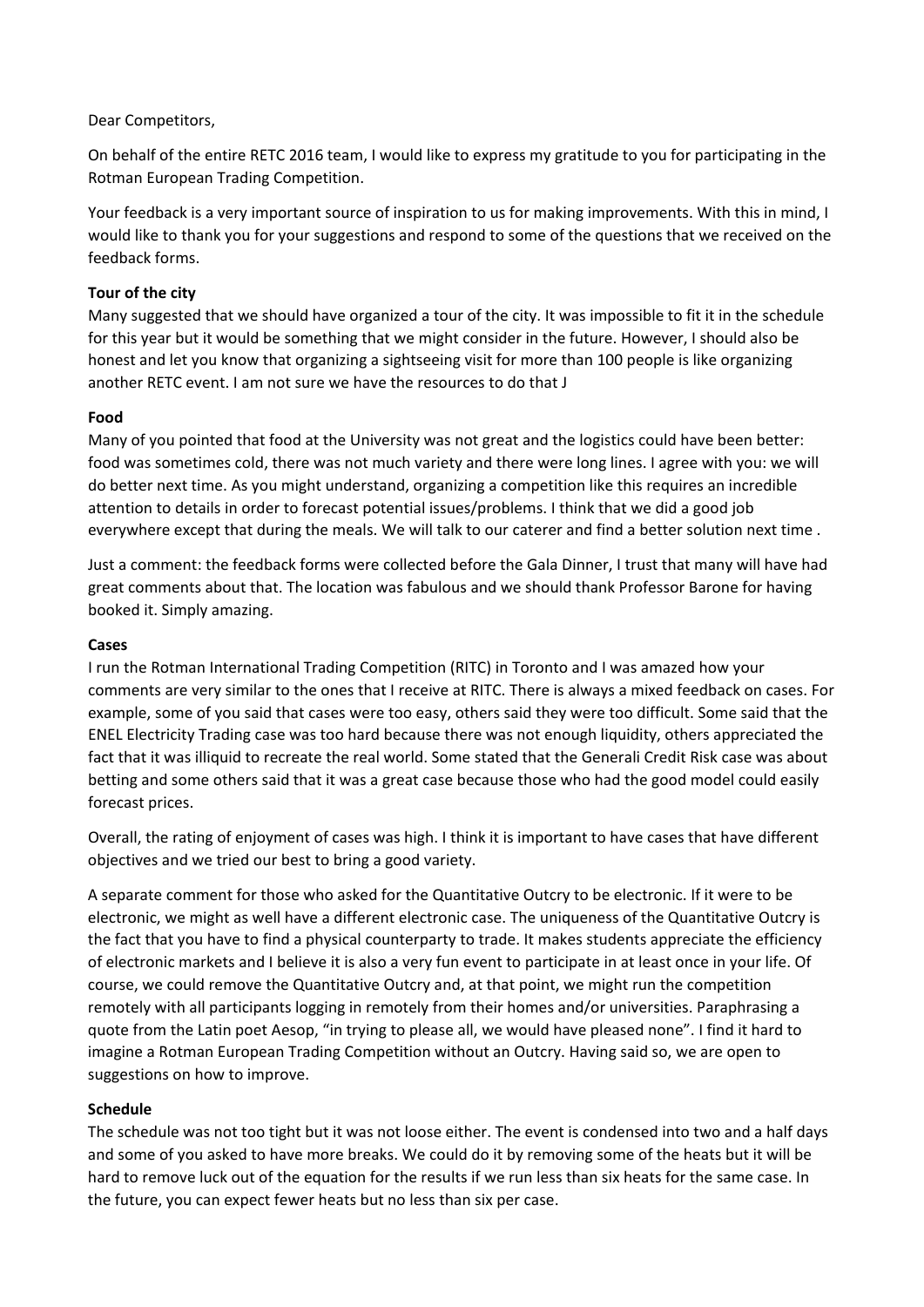Dear Competitors,

On behalf of the entire RETC 2016 team, I would like to express my gratitude to you for participating in the Rotman European Trading Competition.

Your feedback is a very important source of inspiration to us for making improvements. With this in mind, I would like to thank you for your suggestions and respond to some of the questions that we received on the feedback forms.

**Tour of the city**
Many suggested that we should have organized a tour of the city. It was impossible to fit it in the schedule for this year but it would be something that we might consider in the future. However, I should also be honest and let you know that organizing a sightseeing visit for more than 100 people is like organizing another RETC event. I am not sure we have the resources to do that J

**Food**
Many of you pointed that food at the University was not great and the logistics could have been better: food was sometimes cold, there was not much variety and there were long lines. I agree with you: we will do better next time. As you might understand, organizing a competition like this requires an incredible attention to details in order to forecast potential issues/problems. I think that we did a good job everywhere except that during the meals. We will talk to our caterer and find a better solution next time .

Just a comment: the feedback forms were collected before the Gala Dinner, I trust that many will have had great comments about that. The location was fabulous and we should thank Professor Barone for having booked it. Simply amazing.

**Cases**
I run the Rotman International Trading Competition (RITC) in Toronto and I was amazed how your comments are very similar to the ones that I receive at RITC. There is always a mixed feedback on cases. For example, some of you said that cases were too easy, others said they were too difficult. Some said that the ENEL Electricity Trading case was too hard because there was not enough liquidity, others appreciated the fact that it was illiquid to recreate the real world. Some stated that the Generali Credit Risk case was about betting and some others said that it was a great case because those who had the good model could easily forecast prices.

Overall, the rating of enjoyment of cases was high. I think it is important to have cases that have different objectives and we tried our best to bring a good variety.

A separate comment for those who asked for the Quantitative Outcry to be electronic. If it were to be electronic, we might as well have a different electronic case. The uniqueness of the Quantitative Outcry is the fact that you have to find a physical counterparty to trade. It makes students appreciate the efficiency of electronic markets and I believe it is also a very fun event to participate in at least once in your life. Of course, we could remove the Quantitative Outcry and, at that point, we might run the competition remotely with all participants logging in remotely from their homes and/or universities. Paraphrasing a quote from the Latin poet Aesop, "in trying to please all, we would have pleased none". I find it hard to imagine a Rotman European Trading Competition without an Outcry. Having said so, we are open to suggestions on how to improve.

**Schedule**
The schedule was not too tight but it was not loose either. The event is condensed into two and a half days and some of you asked to have more breaks. We could do it by removing some of the heats but it will be hard to remove luck out of the equation for the results if we run less than six heats for the same case. In the future, you can expect fewer heats but no less than six per case.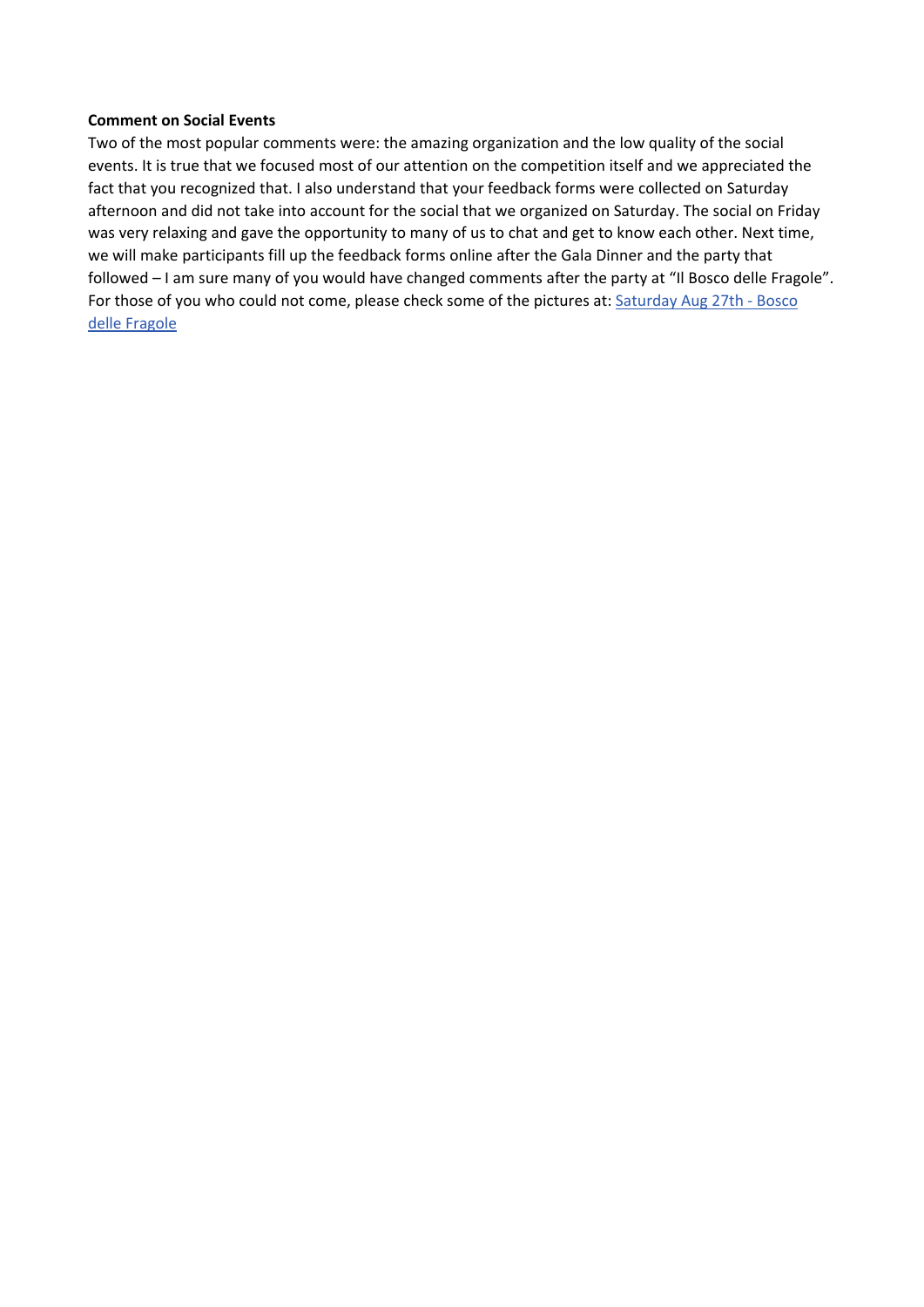**Comment on Social Events**

Two of the most popular comments were: the amazing organization and the low quality of the social events. It is true that we focused most of our attention on the competition itself and we appreciated the fact that you recognized that. I also understand that your feedback forms were collected on Saturday afternoon and did not take into account for the social that we organized on Saturday. The social on Friday was very relaxing and gave the opportunity to many of us to chat and get to know each other. Next time, we will make participants fill up the feedback forms online after the Gala Dinner and the party that followed – I am sure many of you would have changed comments after the party at "Il Bosco delle Fragole". For those of you who could not come, please check some of the pictures at: Saturday Aug 27th - Bosco delle Fragole